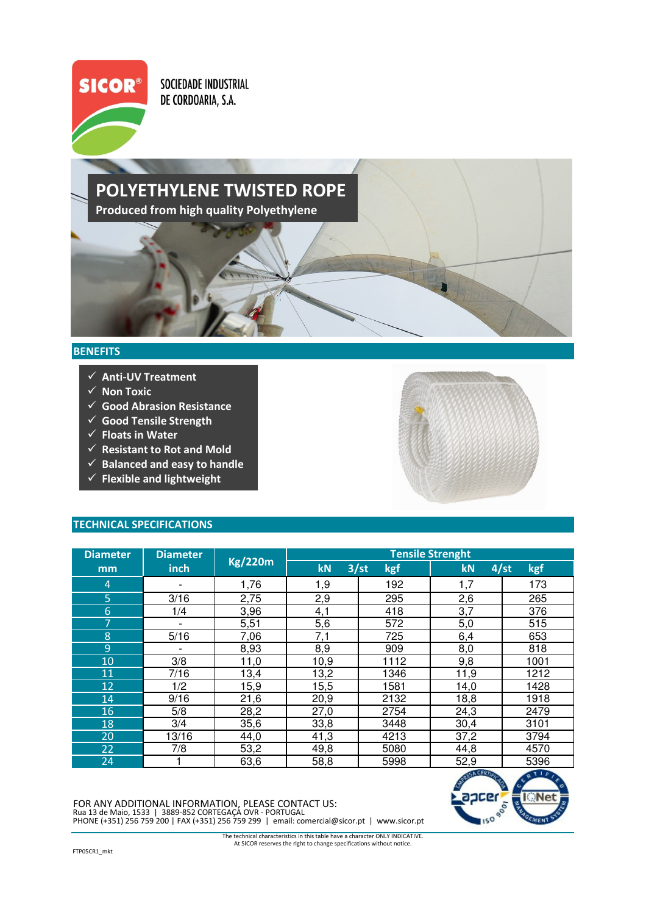SICOR®

SOCIEDADE INDUSTRIAL DE CORDOARIA, S.A.

# POLYETHYLENE TWISTED ROPE

**Produced from high quality Polyethylene**

## BENEFITS

- ✓ **Anti-UV Treatment**
- ✓ **Non Toxic**
- ✓ **Good Abrasion Resistance**
- ✓ **Good Tensile Strength**
- ✓ **Floats in Water**
- ✓ **Resistant to Rot and Mold**
- ✓ **Balanced and easy to handle**
- ✓ **Flexible and lightweight**

## TECHNICAL SPECIFICATIONS

| Diameter mm | Diameter inch | Kg/220m | Tensile Strenght | | | |
|---|---|---|---|---|---|---|
| | | | kN 3/st | kgf | kN 4/st | kgf |
| 4 | - | 1,76 | 1,9 | 192 | 1,7 | 173 |
| 5 | 3/16 | 2,75 | 2,9 | 295 | 2,6 | 265 |
| 6 | 1/4 | 3,96 | 4,1 | 418 | 3,7 | 376 |
| 7 | - | 5,51 | 5,6 | 572 | 5,0 | 515 |
| 8 | 5/16 | 7,06 | 7,1 | 725 | 6,4 | 653 |
| 9 | - | 8,93 | 8,9 | 909 | 8,0 | 818 |
| 10 | 3/8 | 11,0 | 10,9 | 1112 | 9,8 | 1001 |
| 11 | 7/16 | 13,4 | 13,2 | 1346 | 11,9 | 1212 |
| 12 | 1/2 | 15,9 | 15,5 | 1581 | 14,0 | 1428 |
| 14 | 9/16 | 21,6 | 20,9 | 2132 | 18,8 | 1918 |
| 16 | 5/8 | 28,2 | 27,0 | 2754 | 24,3 | 2479 |
| 18 | 3/4 | 35,6 | 33,8 | 3448 | 30,4 | 3101 |
| 20 | 13/16 | 44,0 | 41,3 | 4213 | 37,2 | 3794 |
| 22 | 7/8 | 53,2 | 49,8 | 5080 | 44,8 | 4570 |
| 24 | 1 | 63,6 | 58,8 | 5998 | 52,9 | 5396 |

FOR ANY ADDITIONAL INFORMATION, PLEASE CONTACT US:
Rua 13 de Maio, 1533 | 3889-852 CORTEGAÇÃ OVR - PORTUGAL
PHONE (+351) 256 759 200 | FAX (+351) 256 759 299 | email: comercial@sicor.pt | www.sicor.pt

The technical characteristics in this table have a character ONLY INDICATIVE.
At SICOR reserves the right to change specifications without notice.

FTP05CR1_mkt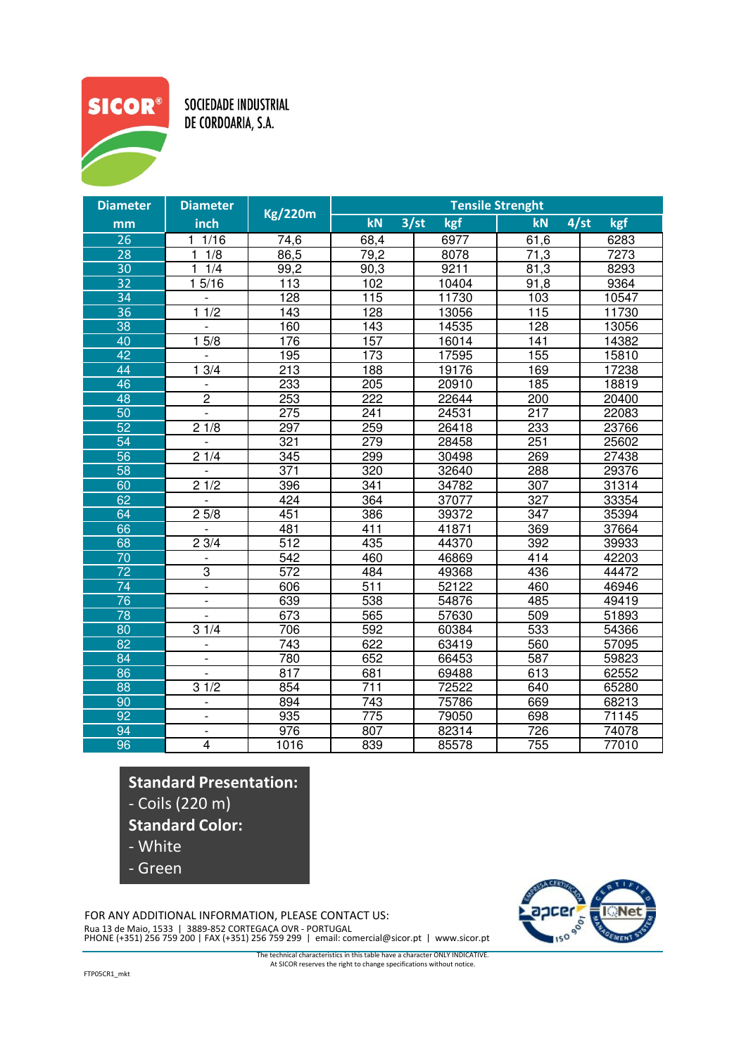SICOR®

SOCIEDADE INDUSTRIAL DE CORDOARIA, S.A.

| Diameter mm | Diameter inch | Kg/220m | Tensile Strenght | | | |
|---|---|---|---|---|---|---|
| | | | kN 3/st | kgf | kN 4/st | kgf |
| 26 | 1 1/16 | 74,6 | 68,4 | 6977 | 61,6 | 6283 |
| 28 | 1 1/8 | 86,5 | 79,2 | 8078 | 71,3 | 7273 |
| 30 | 1 1/4 | 99,2 | 90,3 | 9211 | 81,3 | 8293 |
| 32 | 1 5/16 | 113 | 102 | 10404 | 91,8 | 9364 |
| 34 | - | 128 | 115 | 11730 | 103 | 10547 |
| 36 | 1 1/2 | 143 | 128 | 13056 | 115 | 11730 |
| 38 | - | 160 | 143 | 14535 | 128 | 13056 |
| 40 | 1 5/8 | 176 | 157 | 16014 | 141 | 14382 |
| 42 | - | 195 | 173 | 17595 | 155 | 15810 |
| 44 | 1 3/4 | 213 | 188 | 19176 | 169 | 17238 |
| 46 | - | 233 | 205 | 20910 | 185 | 18819 |
| 48 | 2 | 253 | 222 | 22644 | 200 | 20400 |
| 50 | - | 275 | 241 | 24531 | 217 | 22083 |
| 52 | 2 1/8 | 297 | 259 | 26418 | 233 | 23766 |
| 54 | - | 321 | 279 | 28458 | 251 | 25602 |
| 56 | 2 1/4 | 345 | 299 | 30498 | 269 | 27438 |
| 58 | - | 371 | 320 | 32640 | 288 | 29376 |
| 60 | 2 1/2 | 396 | 341 | 34782 | 307 | 31314 |
| 62 | - | 424 | 364 | 37077 | 327 | 33354 |
| 64 | 2 5/8 | 451 | 386 | 39372 | 347 | 35394 |
| 66 | - | 481 | 411 | 41871 | 369 | 37664 |
| 68 | 2 3/4 | 512 | 435 | 44370 | 392 | 39933 |
| 70 | - | 542 | 460 | 46869 | 414 | 42203 |
| 72 | 3 | 572 | 484 | 49368 | 436 | 44472 |
| 74 | - | 606 | 511 | 52122 | 460 | 46946 |
| 76 | - | 639 | 538 | 54876 | 485 | 49419 |
| 78 | - | 673 | 565 | 57630 | 509 | 51893 |
| 80 | 3 1/4 | 706 | 592 | 60384 | 533 | 54366 |
| 82 | - | 743 | 622 | 63419 | 560 | 57095 |
| 84 | - | 780 | 652 | 66453 | 587 | 59823 |
| 86 | - | 817 | 681 | 69488 | 613 | 62552 |
| 88 | 3 1/2 | 854 | 711 | 72522 | 640 | 65280 |
| 90 | - | 894 | 743 | 75786 | 669 | 68213 |
| 92 | - | 935 | 775 | 79050 | 698 | 71145 |
| 94 | - | 976 | 807 | 82314 | 726 | 74078 |
| 96 | 4 | 1016 | 839 | 85578 | 755 | 77010 |

**Standard Presentation:**
- Coils (220 m)

**Standard Color:**
- White
- Green

FOR ANY ADDITIONAL INFORMATION, PLEASE CONTACT US:
Rua 13 de Maio, 1533 | 3889-852 CORTEGAÇA OVR - PORTUGAL
PHONE (+351) 256 759 200 | FAX (+351) 256 759 299 | email: comercial@sicor.pt | www.sicor.pt

The technical characteristics in this table have a character ONLY INDICATIVE.
At SICOR reserves the right to change specifications without notice.

FTP05CR1_mkt